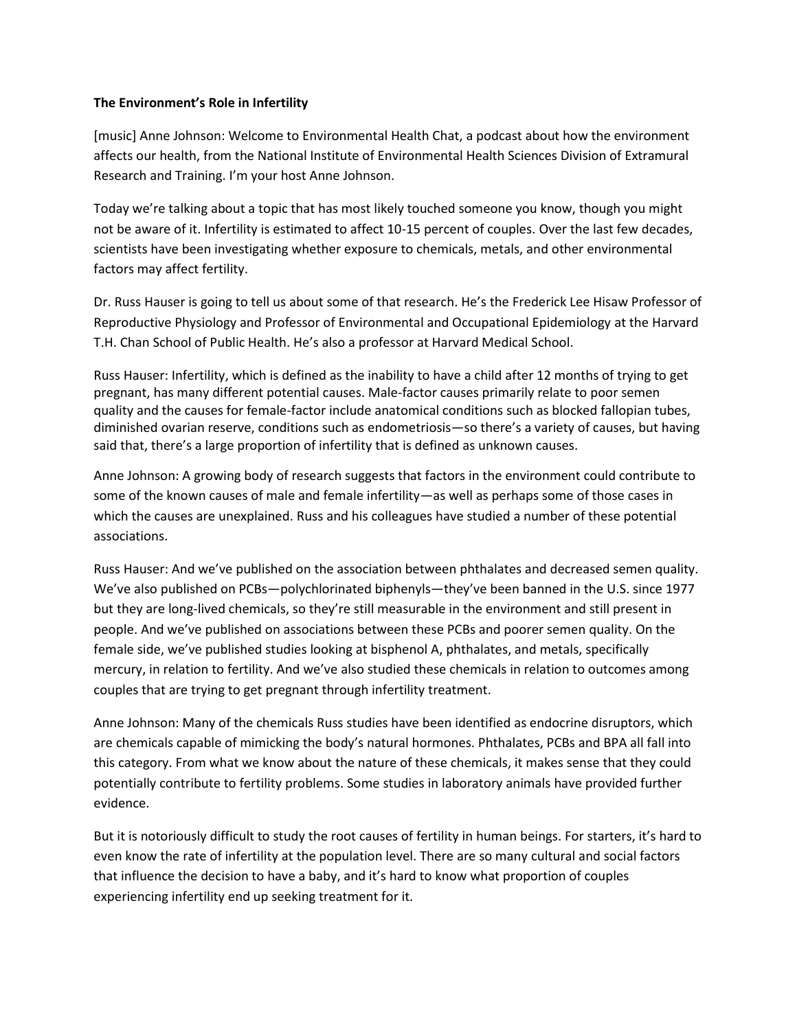**The Environment's Role in Infertility**

[music] Anne Johnson: Welcome to Environmental Health Chat, a podcast about how the environment affects our health, from the National Institute of Environmental Health Sciences Division of Extramural Research and Training. I'm your host Anne Johnson.

Today we're talking about a topic that has most likely touched someone you know, though you might not be aware of it. Infertility is estimated to affect 10-15 percent of couples. Over the last few decades, scientists have been investigating whether exposure to chemicals, metals, and other environmental factors may affect fertility.

Dr. Russ Hauser is going to tell us about some of that research. He's the Frederick Lee Hisaw Professor of Reproductive Physiology and Professor of Environmental and Occupational Epidemiology at the Harvard T.H. Chan School of Public Health. He's also a professor at Harvard Medical School.

Russ Hauser: Infertility, which is defined as the inability to have a child after 12 months of trying to get pregnant, has many different potential causes. Male-factor causes primarily relate to poor semen quality and the causes for female-factor include anatomical conditions such as blocked fallopian tubes, diminished ovarian reserve, conditions such as endometriosis—so there's a variety of causes, but having said that, there's a large proportion of infertility that is defined as unknown causes.

Anne Johnson: A growing body of research suggests that factors in the environment could contribute to some of the known causes of male and female infertility—as well as perhaps some of those cases in which the causes are unexplained. Russ and his colleagues have studied a number of these potential associations.

Russ Hauser: And we've published on the association between phthalates and decreased semen quality. We've also published on PCBs—polychlorinated biphenyls—they've been banned in the U.S. since 1977 but they are long-lived chemicals, so they're still measurable in the environment and still present in people. And we've published on associations between these PCBs and poorer semen quality. On the female side, we've published studies looking at bisphenol A, phthalates, and metals, specifically mercury, in relation to fertility. And we've also studied these chemicals in relation to outcomes among couples that are trying to get pregnant through infertility treatment.

Anne Johnson: Many of the chemicals Russ studies have been identified as endocrine disruptors, which are chemicals capable of mimicking the body's natural hormones. Phthalates, PCBs and BPA all fall into this category. From what we know about the nature of these chemicals, it makes sense that they could potentially contribute to fertility problems. Some studies in laboratory animals have provided further evidence.

But it is notoriously difficult to study the root causes of fertility in human beings. For starters, it's hard to even know the rate of infertility at the population level. There are so many cultural and social factors that influence the decision to have a baby, and it's hard to know what proportion of couples experiencing infertility end up seeking treatment for it.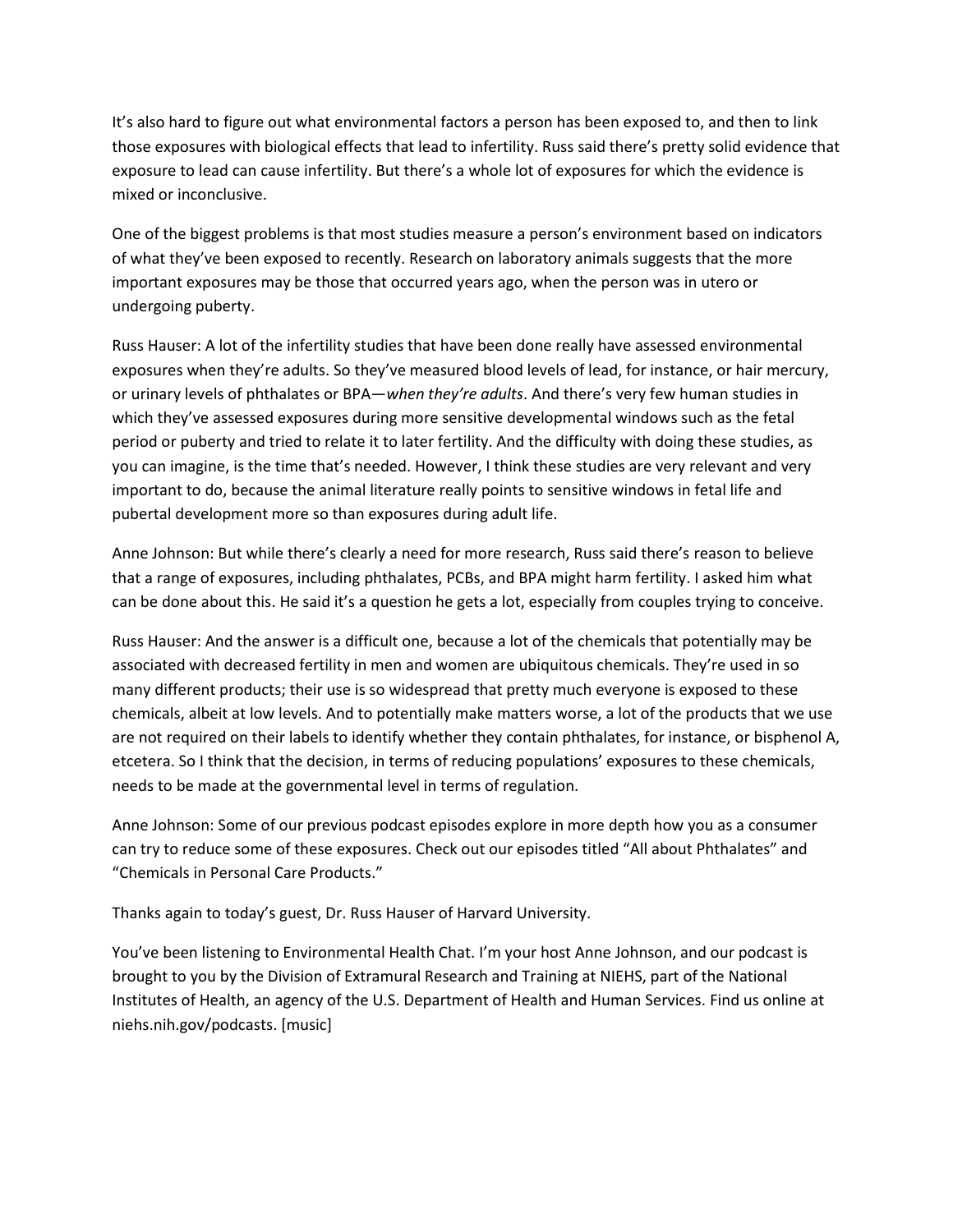It’s also hard to figure out what environmental factors a person has been exposed to, and then to link those exposures with biological effects that lead to infertility. Russ said there’s pretty solid evidence that exposure to lead can cause infertility. But there’s a whole lot of exposures for which the evidence is mixed or inconclusive.

One of the biggest problems is that most studies measure a person’s environment based on indicators of what they’ve been exposed to recently. Research on laboratory animals suggests that the more important exposures may be those that occurred years ago, when the person was in utero or undergoing puberty.

Russ Hauser: A lot of the infertility studies that have been done really have assessed environmental exposures when they’re adults. So they’ve measured blood levels of lead, for instance, or hair mercury, or urinary levels of phthalates or BPA—*when they’re adults*. And there’s very few human studies in which they’ve assessed exposures during more sensitive developmental windows such as the fetal period or puberty and tried to relate it to later fertility. And the difficulty with doing these studies, as you can imagine, is the time that’s needed. However, I think these studies are very relevant and very important to do, because the animal literature really points to sensitive windows in fetal life and pubertal development more so than exposures during adult life.

Anne Johnson: But while there’s clearly a need for more research, Russ said there’s reason to believe that a range of exposures, including phthalates, PCBs, and BPA might harm fertility. I asked him what can be done about this. He said it’s a question he gets a lot, especially from couples trying to conceive.

Russ Hauser: And the answer is a difficult one, because a lot of the chemicals that potentially may be associated with decreased fertility in men and women are ubiquitous chemicals. They’re used in so many different products; their use is so widespread that pretty much everyone is exposed to these chemicals, albeit at low levels. And to potentially make matters worse, a lot of the products that we use are not required on their labels to identify whether they contain phthalates, for instance, or bisphenol A, etcetera. So I think that the decision, in terms of reducing populations’ exposures to these chemicals, needs to be made at the governmental level in terms of regulation.

Anne Johnson: Some of our previous podcast episodes explore in more depth how you as a consumer can try to reduce some of these exposures. Check out our episodes titled “All about Phthalates” and “Chemicals in Personal Care Products.”

Thanks again to today’s guest, Dr. Russ Hauser of Harvard University.

You’ve been listening to Environmental Health Chat. I’m your host Anne Johnson, and our podcast is brought to you by the Division of Extramural Research and Training at NIEHS, part of the National Institutes of Health, an agency of the U.S. Department of Health and Human Services. Find us online at niehs.nih.gov/podcasts. [music]